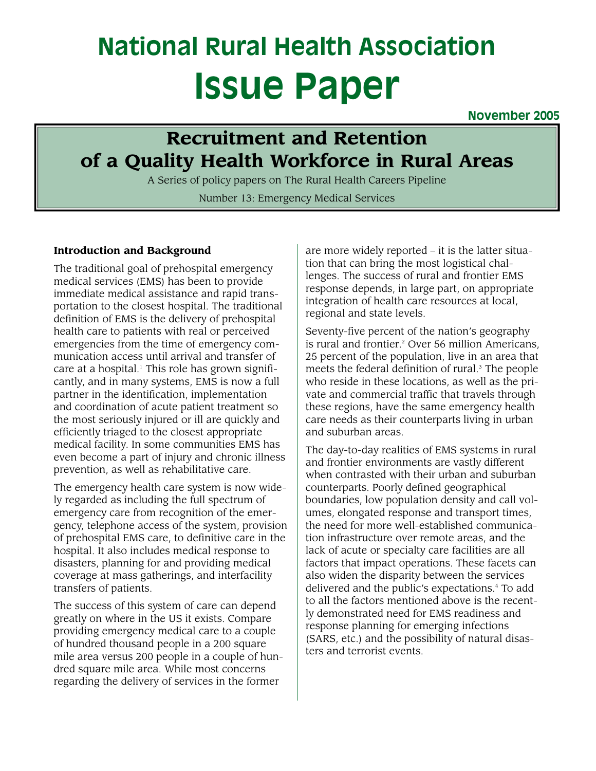# National Rural Health Association

# Issue Paper

**November 2005**

## Recruitment and Retention of a Quality Health Workforce in Rural Areas

A Series of policy papers on The Rural Health Careers Pipeline

Number 13: Emergency Medical Services

### Introduction and Background

The traditional goal of prehospital emergency medical services (EMS) has been to provide immediate medical assistance and rapid transportation to the closest hospital. The traditional definition of EMS is the delivery of prehospital health care to patients with real or perceived emergencies from the time of emergency communication access until arrival and transfer of care at a hospital.[1] This role has grown significantly, and in many systems, EMS is now a full partner in the identification, implementation and coordination of acute patient treatment so the most seriously injured or ill are quickly and efficiently triaged to the closest appropriate medical facility. In some communities EMS has even become a part of injury and chronic illness prevention, as well as rehabilitative care.

The emergency health care system is now widely regarded as including the full spectrum of emergency care from recognition of the emergency, telephone access of the system, provision of prehospital EMS care, to definitive care in the hospital. It also includes medical response to disasters, planning for and providing medical coverage at mass gatherings, and interfacility transfers of patients.

The success of this system of care can depend greatly on where in the US it exists. Compare providing emergency medical care to a couple of hundred thousand people in a 200 square mile area versus 200 people in a couple of hundred square mile area. While most concerns regarding the delivery of services in the former are more widely reported – it is the latter situation that can bring the most logistical challenges. The success of rural and frontier EMS response depends, in large part, on appropriate integration of health care resources at local, regional and state levels.

Seventy-five percent of the nation's geography is rural and frontier.[2] Over 56 million Americans, 25 percent of the population, live in an area that meets the federal definition of rural.[3] The people who reside in these locations, as well as the private and commercial traffic that travels through these regions, have the same emergency health care needs as their counterparts living in urban and suburban areas.

The day-to-day realities of EMS systems in rural and frontier environments are vastly different when contrasted with their urban and suburban counterparts. Poorly defined geographical boundaries, low population density and call volumes, elongated response and transport times, the need for more well-established communication infrastructure over remote areas, and the lack of acute or specialty care facilities are all factors that impact operations. These facets can also widen the disparity between the services delivered and the public's expectations.[4] To add to all the factors mentioned above is the recently demonstrated need for EMS readiness and response planning for emerging infections (SARS, etc.) and the possibility of natural disasters and terrorist events.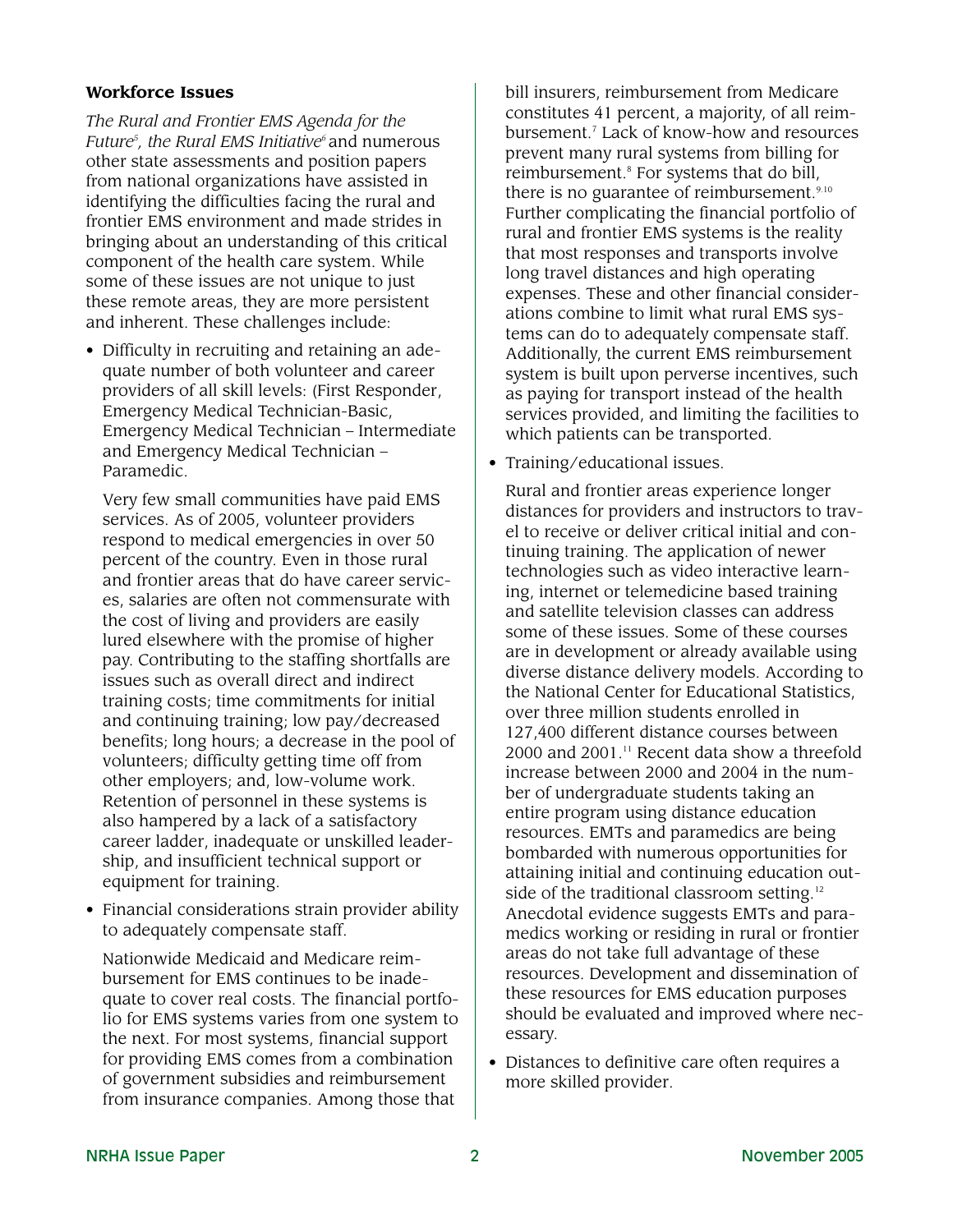### Workforce Issues

*The Rural and Frontier EMS Agenda for the Future*[5], *the Rural EMS Initiative*[6] and numerous other state assessments and position papers from national organizations have assisted in identifying the difficulties facing the rural and frontier EMS environment and made strides in bringing about an understanding of this critical component of the health care system. While some of these issues are not unique to just these remote areas, they are more persistent and inherent. These challenges include:

- Difficulty in recruiting and retaining an adequate number of both volunteer and career providers of all skill levels: (First Responder, Emergency Medical Technician-Basic, Emergency Medical Technician – Intermediate and Emergency Medical Technician – Paramedic.

  Very few small communities have paid EMS services. As of 2005, volunteer providers respond to medical emergencies in over 50 percent of the country. Even in those rural and frontier areas that do have career services, salaries are often not commensurate with the cost of living and providers are easily lured elsewhere with the promise of higher pay. Contributing to the staffing shortfalls are issues such as overall direct and indirect training costs; time commitments for initial and continuing training; low pay/decreased benefits; long hours; a decrease in the pool of volunteers; difficulty getting time off from other employers; and, low-volume work. Retention of personnel in these systems is also hampered by a lack of a satisfactory career ladder, inadequate or unskilled leadership, and insufficient technical support or equipment for training.

- Financial considerations strain provider ability to adequately compensate staff.

  Nationwide Medicaid and Medicare reimbursement for EMS continues to be inadequate to cover real costs. The financial portfolio for EMS systems varies from one system to the next. For most systems, financial support for providing EMS comes from a combination of government subsidies and reimbursement from insurance companies. Among those that bill insurers, reimbursement from Medicare constitutes 41 percent, a majority, of all reimbursement.[7] Lack of know-how and resources prevent many rural systems from billing for reimbursement.[8] For systems that do bill, there is no guarantee of reimbursement.[9,10] Further complicating the financial portfolio of rural and frontier EMS systems is the reality that most responses and transports involve long travel distances and high operating expenses. These and other financial considerations combine to limit what rural EMS systems can do to adequately compensate staff. Additionally, the current EMS reimbursement system is built upon perverse incentives, such as paying for transport instead of the health services provided, and limiting the facilities to which patients can be transported.

- Training/educational issues.

  Rural and frontier areas experience longer distances for providers and instructors to travel to receive or deliver critical initial and continuing training. The application of newer technologies such as video interactive learning, internet or telemedicine based training and satellite television classes can address some of these issues. Some of these courses are in development or already available using diverse distance delivery models. According to the National Center for Educational Statistics, over three million students enrolled in 127,400 different distance courses between 2000 and 2001.[11] Recent data show a threefold increase between 2000 and 2004 in the number of undergraduate students taking an entire program using distance education resources. EMTs and paramedics are being bombarded with numerous opportunities for attaining initial and continuing education outside of the traditional classroom setting.[12] Anecdotal evidence suggests EMTs and paramedics working or residing in rural or frontier areas do not take full advantage of these resources. Development and dissemination of these resources for EMS education purposes should be evaluated and improved where necessary.

- Distances to definitive care often requires a more skilled provider.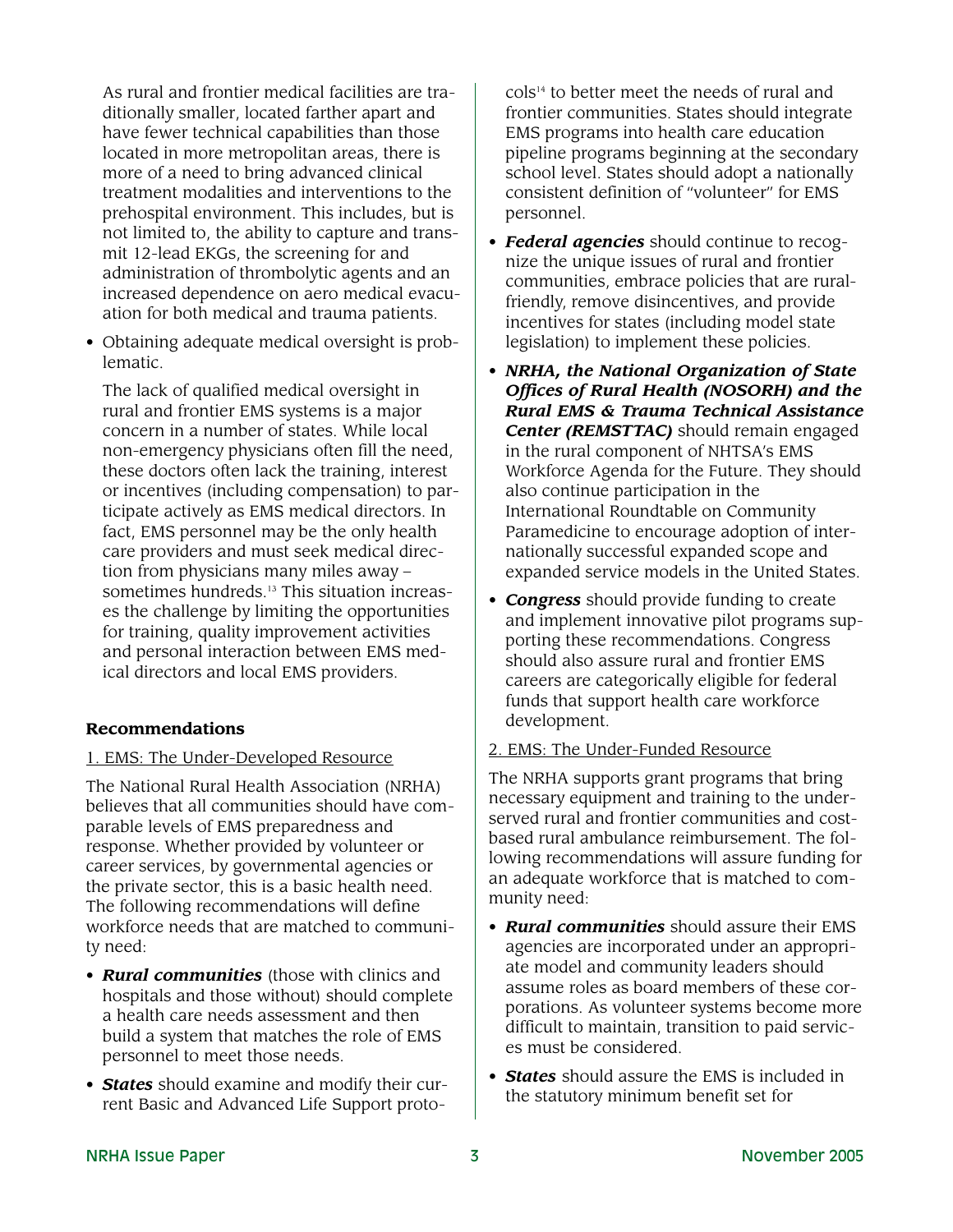As rural and frontier medical facilities are traditionally smaller, located farther apart and have fewer technical capabilities than those located in more metropolitan areas, there is more of a need to bring advanced clinical treatment modalities and interventions to the prehospital environment. This includes, but is not limited to, the ability to capture and transmit 12-lead EKGs, the screening for and administration of thrombolytic agents and an increased dependence on aero medical evacuation for both medical and trauma patients.

- Obtaining adequate medical oversight is problematic.

  The lack of qualified medical oversight in rural and frontier EMS systems is a major concern in a number of states. While local non-emergency physicians often fill the need, these doctors often lack the training, interest or incentives (including compensation) to participate actively as EMS medical directors. In fact, EMS personnel may be the only health care providers and must seek medical direction from physicians many miles away – sometimes hundreds.[13] This situation increases the challenge by limiting the opportunities for training, quality improvement activities and personal interaction between EMS medical directors and local EMS providers.

### Recommendations

1. EMS: The Under-Developed Resource

The National Rural Health Association (NRHA) believes that all communities should have comparable levels of EMS preparedness and response. Whether provided by volunteer or career services, by governmental agencies or the private sector, this is a basic health need. The following recommendations will define workforce needs that are matched to community need:

- ***Rural communities*** (those with clinics and hospitals and those without) should complete a health care needs assessment and then build a system that matches the role of EMS personnel to meet those needs.
- ***States*** should examine and modify their current Basic and Advanced Life Support protocols[14] to better meet the needs of rural and frontier communities. States should integrate EMS programs into health care education pipeline programs beginning at the secondary school level. States should adopt a nationally consistent definition of "volunteer" for EMS personnel.
- ***Federal agencies*** should continue to recognize the unique issues of rural and frontier communities, embrace policies that are rural-friendly, remove disincentives, and provide incentives for states (including model state legislation) to implement these policies.
- ***NRHA, the National Organization of State Offices of Rural Health (NOSORH) and the Rural EMS & Trauma Technical Assistance Center (REMSTTAC)*** should remain engaged in the rural component of NHTSA's EMS Workforce Agenda for the Future. They should also continue participation in the International Roundtable on Community Paramedicine to encourage adoption of internationally successful expanded scope and expanded service models in the United States.
- ***Congress*** should provide funding to create and implement innovative pilot programs supporting these recommendations. Congress should also assure rural and frontier EMS careers are categorically eligible for federal funds that support health care workforce development.

2. EMS: The Under-Funded Resource

The NRHA supports grant programs that bring necessary equipment and training to the underserved rural and frontier communities and cost-based rural ambulance reimbursement. The following recommendations will assure funding for an adequate workforce that is matched to community need:

- ***Rural communities*** should assure their EMS agencies are incorporated under an appropriate model and community leaders should assume roles as board members of these corporations. As volunteer systems become more difficult to maintain, transition to paid services must be considered.
- ***States*** should assure the EMS is included in the statutory minimum benefit set for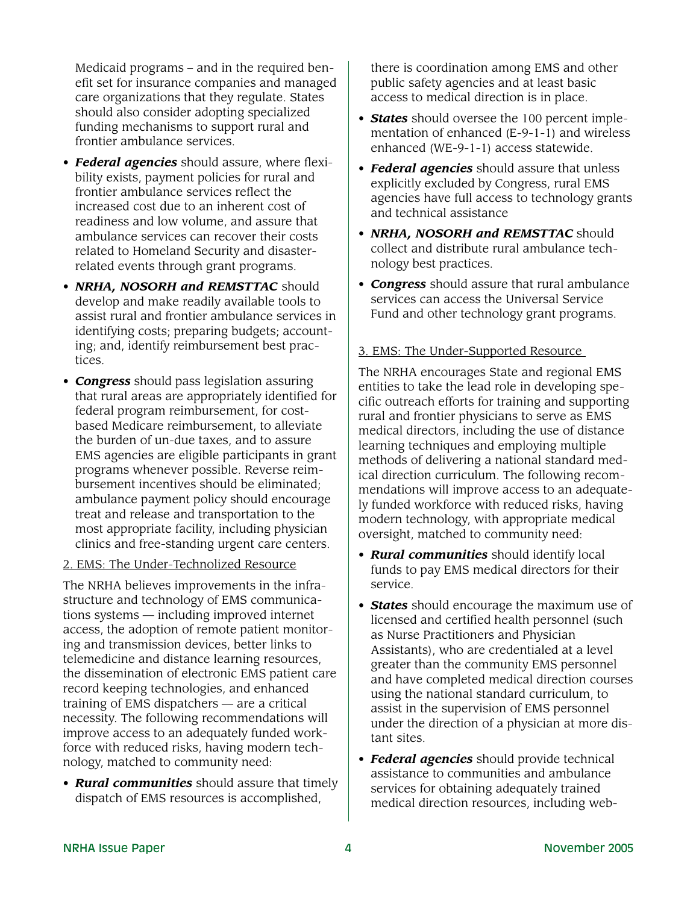Medicaid programs – and in the required benefit set for insurance companies and managed care organizations that they regulate. States should also consider adopting specialized funding mechanisms to support rural and frontier ambulance services.

- ***Federal agencies*** should assure, where flexibility exists, payment policies for rural and frontier ambulance services reflect the increased cost due to an inherent cost of readiness and low volume, and assure that ambulance services can recover their costs related to Homeland Security and disaster-related events through grant programs.
- ***NRHA, NOSORH and REMSTTAC*** should develop and make readily available tools to assist rural and frontier ambulance services in identifying costs; preparing budgets; accounting; and, identify reimbursement best practices.
- ***Congress*** should pass legislation assuring that rural areas are appropriately identified for federal program reimbursement, for cost-based Medicare reimbursement, to alleviate the burden of un-due taxes, and to assure EMS agencies are eligible participants in grant programs whenever possible. Reverse reimbursement incentives should be eliminated; ambulance payment policy should encourage treat and release and transportation to the most appropriate facility, including physician clinics and free-standing urgent care centers.

2. EMS: The Under-Technolized Resource

The NRHA believes improvements in the infrastructure and technology of EMS communications systems — including improved internet access, the adoption of remote patient monitoring and transmission devices, better links to telemedicine and distance learning resources, the dissemination of electronic EMS patient care record keeping technologies, and enhanced training of EMS dispatchers — are a critical necessity. The following recommendations will improve access to an adequately funded workforce with reduced risks, having modern technology, matched to community need:

- ***Rural communities*** should assure that timely dispatch of EMS resources is accomplished, there is coordination among EMS and other public safety agencies and at least basic access to medical direction is in place.
- ***States*** should oversee the 100 percent implementation of enhanced (E-9-1-1) and wireless enhanced (WE-9-1-1) access statewide.
- ***Federal agencies*** should assure that unless explicitly excluded by Congress, rural EMS agencies have full access to technology grants and technical assistance
- ***NRHA, NOSORH and REMSTTAC*** should collect and distribute rural ambulance technology best practices.
- ***Congress*** should assure that rural ambulance services can access the Universal Service Fund and other technology grant programs.

3. EMS: The Under-Supported Resource

The NRHA encourages State and regional EMS entities to take the lead role in developing specific outreach efforts for training and supporting rural and frontier physicians to serve as EMS medical directors, including the use of distance learning techniques and employing multiple methods of delivering a national standard medical direction curriculum. The following recommendations will improve access to an adequately funded workforce with reduced risks, having modern technology, with appropriate medical oversight, matched to community need:

- ***Rural communities*** should identify local funds to pay EMS medical directors for their service.
- ***States*** should encourage the maximum use of licensed and certified health personnel (such as Nurse Practitioners and Physician Assistants), who are credentialed at a level greater than the community EMS personnel and have completed medical direction courses using the national standard curriculum, to assist in the supervision of EMS personnel under the direction of a physician at more distant sites.
- ***Federal agencies*** should provide technical assistance to communities and ambulance services for obtaining adequately trained medical direction resources, including web-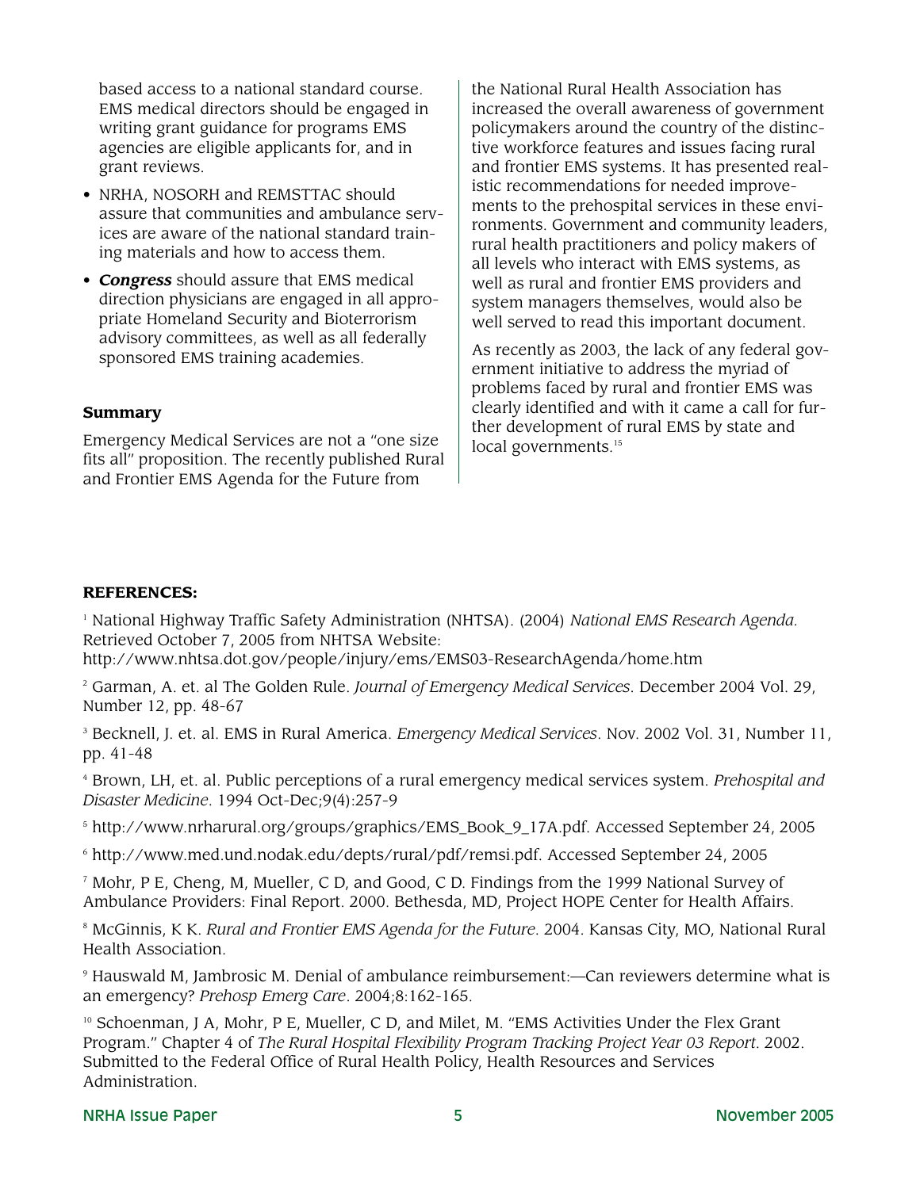based access to a national standard course. EMS medical directors should be engaged in writing grant guidance for programs EMS agencies are eligible applicants for, and in grant reviews.

- NRHA, NOSORH and REMSTTAC should assure that communities and ambulance services are aware of the national standard training materials and how to access them.
- ***Congress*** should assure that EMS medical direction physicians are engaged in all appropriate Homeland Security and Bioterrorism advisory committees, as well as all federally sponsored EMS training academies.

## Summary

Emergency Medical Services are not a "one size fits all" proposition. The recently published Rural and Frontier EMS Agenda for the Future from the National Rural Health Association has increased the overall awareness of government policymakers around the country of the distinctive workforce features and issues facing rural and frontier EMS systems. It has presented realistic recommendations for needed improvements to the prehospital services in these environments. Government and community leaders, rural health practitioners and policy makers of all levels who interact with EMS systems, as well as rural and frontier EMS providers and system managers themselves, would also be well served to read this important document.

As recently as 2003, the lack of any federal government initiative to address the myriad of problems faced by rural and frontier EMS was clearly identified and with it came a call for further development of rural EMS by state and local governments.[15]

## REFERENCES:

[1] National Highway Traffic Safety Administration (NHTSA). (2004) *National EMS Research Agenda.* Retrieved October 7, 2005 from NHTSA Website: http://www.nhtsa.dot.gov/people/injury/ems/EMS03-ResearchAgenda/home.htm

[2] Garman, A. et. al The Golden Rule. *Journal of Emergency Medical Services*. December 2004 Vol. 29, Number 12, pp. 48-67

[3] Becknell, J. et. al. EMS in Rural America. *Emergency Medical Services*. Nov. 2002 Vol. 31, Number 11, pp. 41-48

[4] Brown, LH, et. al. Public perceptions of a rural emergency medical services system. *Prehospital and Disaster Medicine*. 1994 Oct-Dec;9(4):257-9

[5] http://www.nrharural.org/groups/graphics/EMS_Book_9_17A.pdf. Accessed September 24, 2005

[6] http://www.med.und.nodak.edu/depts/rural/pdf/remsi.pdf. Accessed September 24, 2005

[7] Mohr, P E, Cheng, M, Mueller, C D, and Good, C D. Findings from the 1999 National Survey of Ambulance Providers: Final Report. 2000. Bethesda, MD, Project HOPE Center for Health Affairs.

[8] McGinnis, K K. *Rural and Frontier EMS Agenda for the Future*. 2004. Kansas City, MO, National Rural Health Association.

[9] Hauswald M, Jambrosic M. Denial of ambulance reimbursement:—Can reviewers determine what is an emergency? *Prehosp Emerg Care*. 2004;8:162-165.

[10] Schoenman, J A, Mohr, P E, Mueller, C D, and Milet, M. "EMS Activities Under the Flex Grant Program." Chapter 4 of *The Rural Hospital Flexibility Program Tracking Project Year 03 Report*. 2002. Submitted to the Federal Office of Rural Health Policy, Health Resources and Services Administration.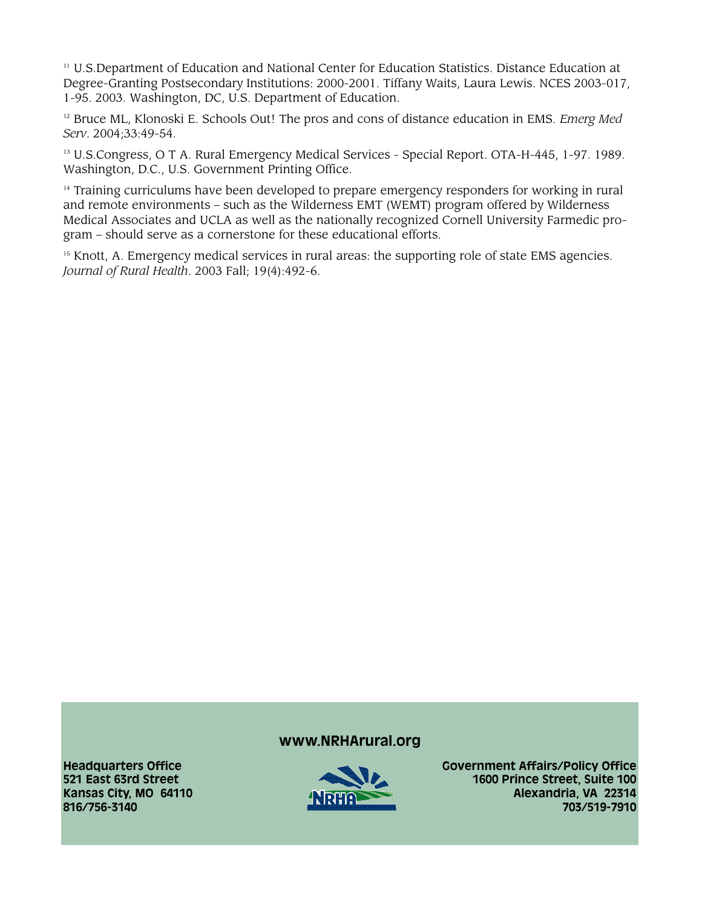[11] U.S.Department of Education and National Center for Education Statistics. Distance Education at Degree-Granting Postsecondary Institutions: 2000-2001. Tiffany Waits, Laura Lewis. NCES 2003-017, 1-95. 2003. Washington, DC, U.S. Department of Education.

[12] Bruce ML, Klonoski E. Schools Out! The pros and cons of distance education in EMS. *Emerg Med Serv*. 2004;33:49-54.

[13] U.S.Congress, O T A. Rural Emergency Medical Services - Special Report. OTA-H-445, 1-97. 1989. Washington, D.C., U.S. Government Printing Office.

[14] Training curriculums have been developed to prepare emergency responders for working in rural and remote environments – such as the Wilderness EMT (WEMT) program offered by Wilderness Medical Associates and UCLA as well as the nationally recognized Cornell University Farmedic program – should serve as a cornerstone for these educational efforts.

[15] Knott, A. Emergency medical services in rural areas: the supporting role of state EMS agencies. *Journal of Rural Health*. 2003 Fall; 19(4):492-6.

**www.NRHArural.org**

**Headquarters Office**
**521 East 63rd Street**
**Kansas City, MO 64110**
**816/756-3140**

NRHA

**Government Affairs/Policy Office**
**1600 Prince Street, Suite 100**
**Alexandria, VA 22314**
**703/519-7910**